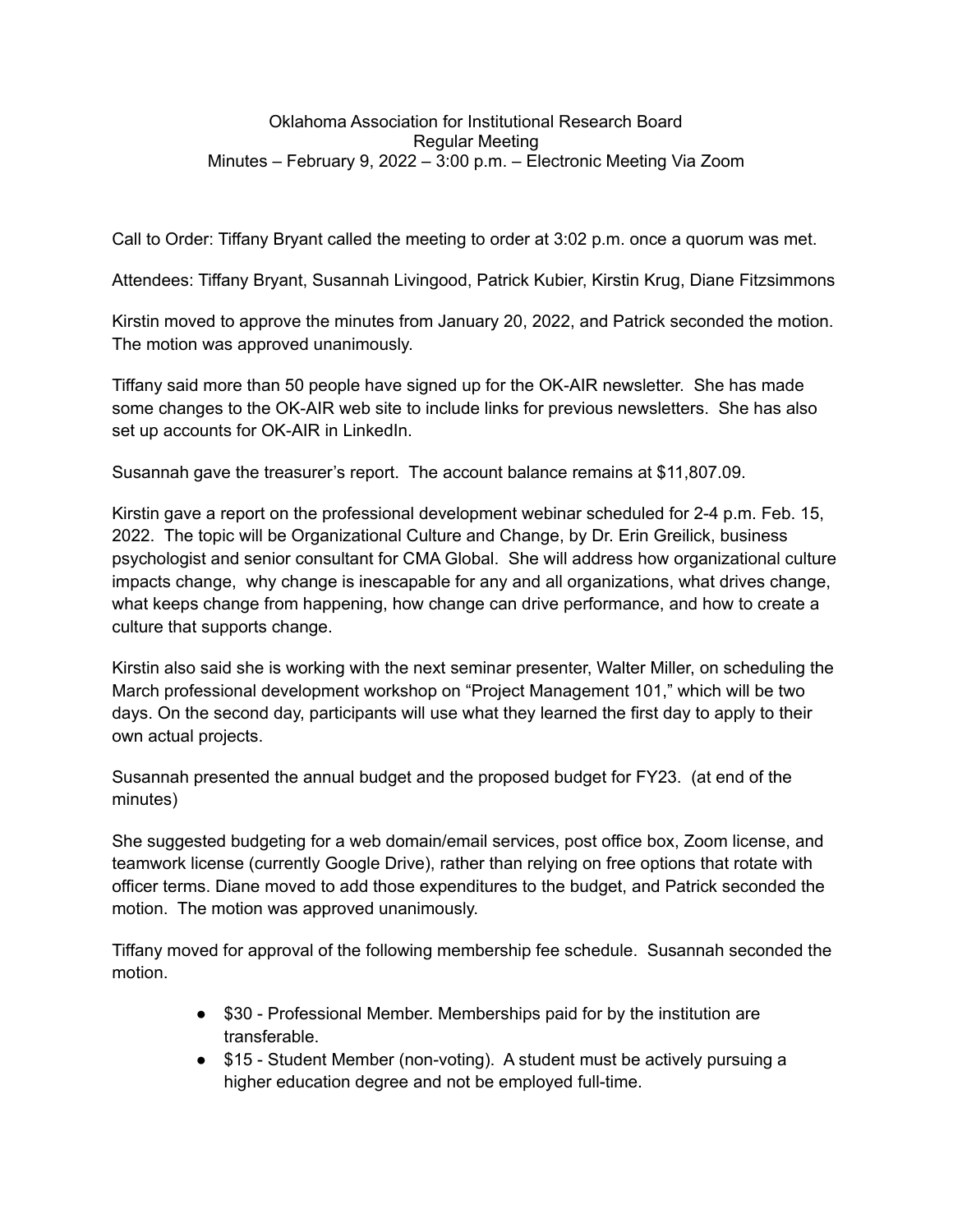Oklahoma Association for Institutional Research Board
Regular Meeting
Minutes – February 9, 2022 – 3:00 p.m. – Electronic Meeting Via Zoom

Call to Order: Tiffany Bryant called the meeting to order at 3:02 p.m. once a quorum was met.

Attendees: Tiffany Bryant, Susannah Livingood, Patrick Kubier, Kirstin Krug, Diane Fitzsimmons

Kirstin moved to approve the minutes from January 20, 2022, and Patrick seconded the motion. The motion was approved unanimously.

Tiffany said more than 50 people have signed up for the OK-AIR newsletter. She has made some changes to the OK-AIR web site to include links for previous newsletters. She has also set up accounts for OK-AIR in LinkedIn.

Susannah gave the treasurer's report. The account balance remains at $11,807.09.

Kirstin gave a report on the professional development webinar scheduled for 2-4 p.m. Feb. 15, 2022. The topic will be Organizational Culture and Change, by Dr. Erin Greilick, business psychologist and senior consultant for CMA Global. She will address how organizational culture impacts change, why change is inescapable for any and all organizations, what drives change, what keeps change from happening, how change can drive performance, and how to create a culture that supports change.

Kirstin also said she is working with the next seminar presenter, Walter Miller, on scheduling the March professional development workshop on "Project Management 101," which will be two days. On the second day, participants will use what they learned the first day to apply to their own actual projects.

Susannah presented the annual budget and the proposed budget for FY23. (at end of the minutes)

She suggested budgeting for a web domain/email services, post office box, Zoom license, and teamwork license (currently Google Drive), rather than relying on free options that rotate with officer terms. Diane moved to add those expenditures to the budget, and Patrick seconded the motion. The motion was approved unanimously.

Tiffany moved for approval of the following membership fee schedule. Susannah seconded the motion.

- $30 - Professional Member. Memberships paid for by the institution are transferable.
- $15 - Student Member (non-voting). A student must be actively pursuing a higher education degree and not be employed full-time.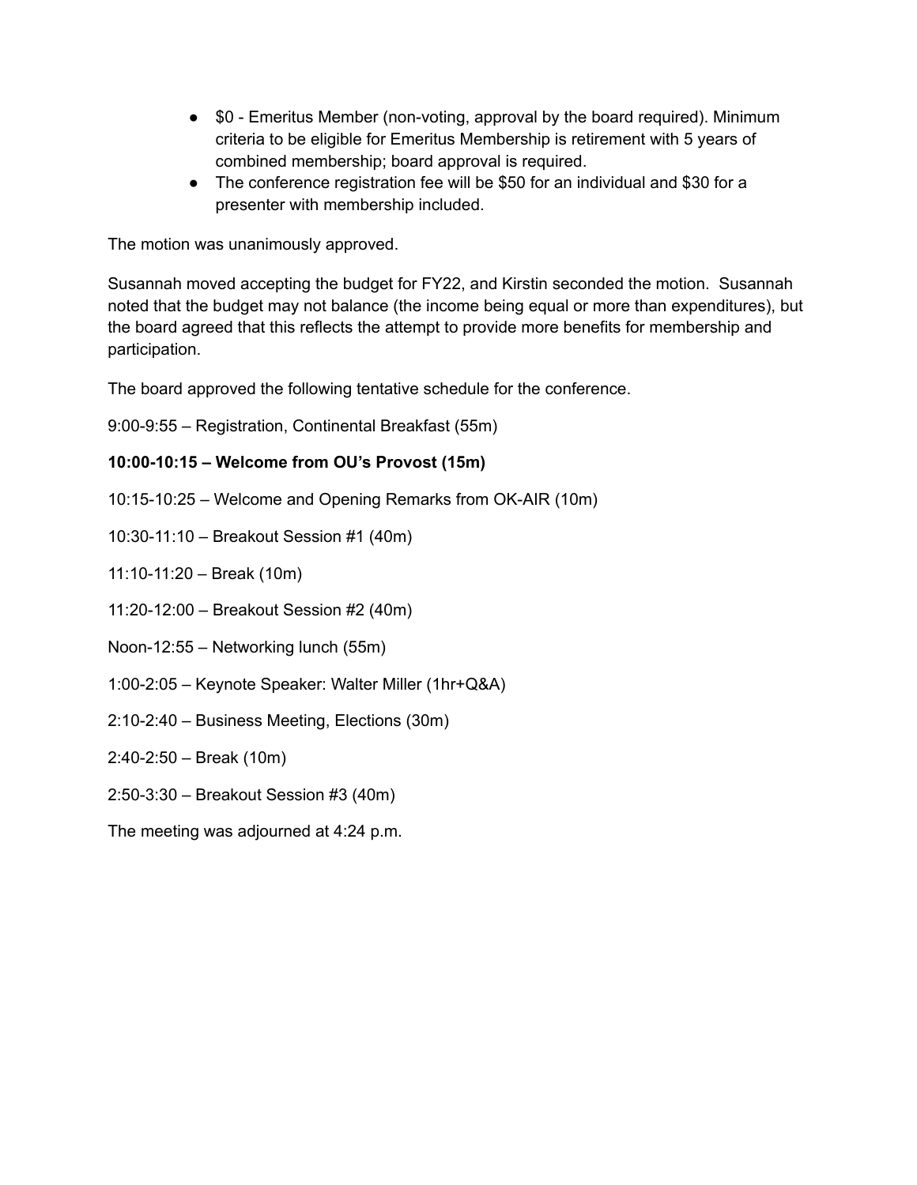- $0 - Emeritus Member (non-voting, approval by the board required). Minimum criteria to be eligible for Emeritus Membership is retirement with 5 years of combined membership; board approval is required.
- The conference registration fee will be $50 for an individual and $30 for a presenter with membership included.

The motion was unanimously approved.

Susannah moved accepting the budget for FY22, and Kirstin seconded the motion. Susannah noted that the budget may not balance (the income being equal or more than expenditures), but the board agreed that this reflects the attempt to provide more benefits for membership and participation.

The board approved the following tentative schedule for the conference.

9:00-9:55 – Registration, Continental Breakfast (55m)

**10:00-10:15 – Welcome from OU's Provost (15m)**

10:15-10:25 – Welcome and Opening Remarks from OK-AIR (10m)

10:30-11:10 – Breakout Session #1 (40m)

11:10-11:20 – Break (10m)

11:20-12:00 – Breakout Session #2 (40m)

Noon-12:55 – Networking lunch (55m)

1:00-2:05 – Keynote Speaker: Walter Miller (1hr+Q&A)

2:10-2:40 – Business Meeting, Elections (30m)

2:40-2:50 – Break (10m)

2:50-3:30 – Breakout Session #3 (40m)

The meeting was adjourned at 4:24 p.m.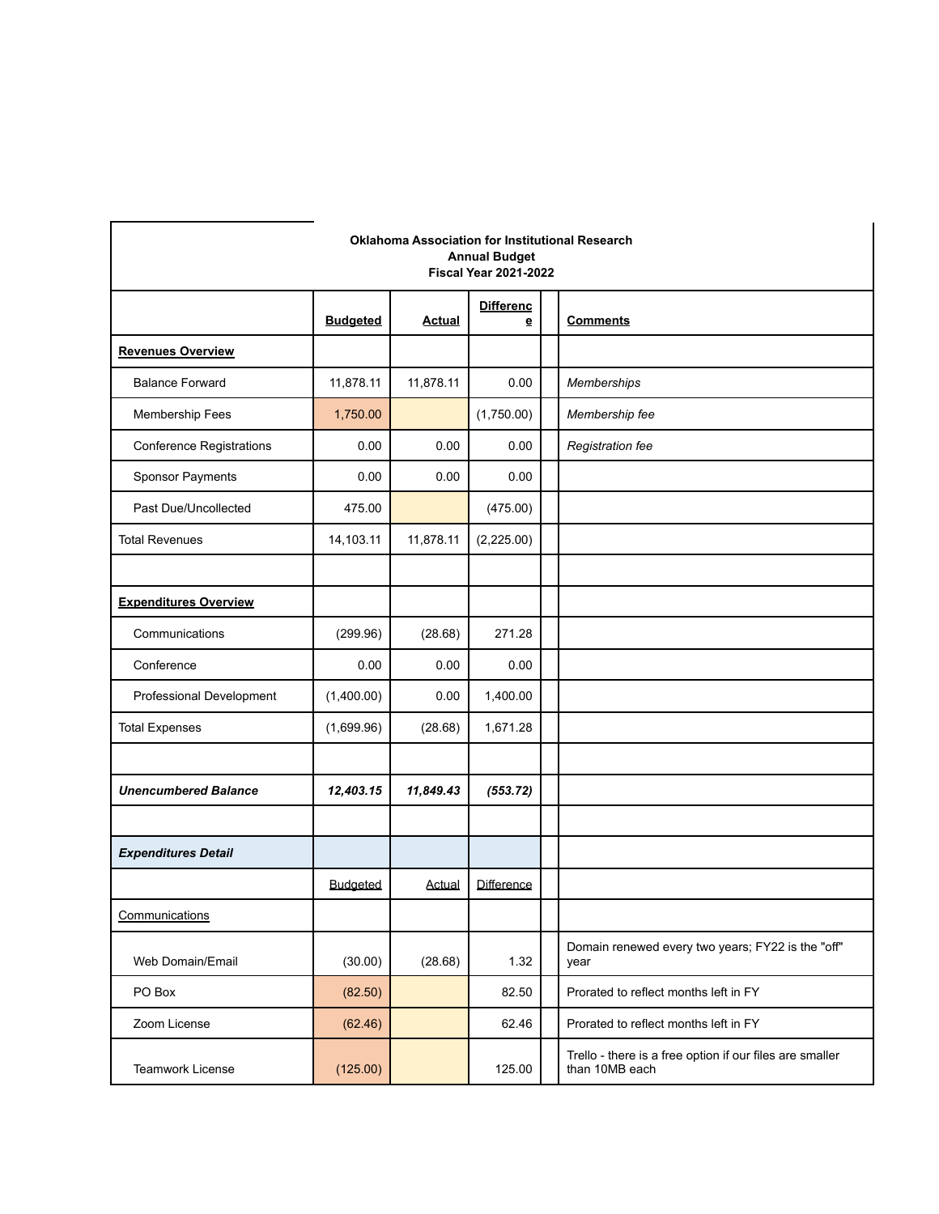**Oklahoma Association for Institutional Research**
**Annual Budget**
**Fiscal Year 2021-2022**

| | **Budgeted** | **Actual** | **Difference** | | **Comments** |
|---|---|---|---|---|---|
| **Revenues Overview** | | | | | |
| Balance Forward | 11,878.11 | 11,878.11 | 0.00 | | *Memberships* |
| Membership Fees | 1,750.00 | | (1,750.00) | | *Membership fee* |
| Conference Registrations | 0.00 | 0.00 | 0.00 | | *Registration fee* |
| Sponsor Payments | 0.00 | 0.00 | 0.00 | | |
| Past Due/Uncollected | 475.00 | | (475.00) | | |
| Total Revenues | 14,103.11 | 11,878.11 | (2,225.00) | | |
| | | | | | |
| **Expenditures Overview** | | | | | |
| Communications | (299.96) | (28.68) | 271.28 | | |
| Conference | 0.00 | 0.00 | 0.00 | | |
| Professional Development | (1,400.00) | 0.00 | 1,400.00 | | |
| Total Expenses | (1,699.96) | (28.68) | 1,671.28 | | |
| | | | | | |
| ***Unencumbered Balance*** | ***12,403.15*** | ***11,849.43*** | ***(553.72)*** | | |
| | | | | | |
| ***Expenditures Detail*** | | | | | |
| | Budgeted | Actual | Difference | | |
| Communications | | | | | |
| Web Domain/Email | (30.00) | (28.68) | 1.32 | | Domain renewed every two years; FY22 is the "off" year |
| PO Box | (82.50) | | 82.50 | | Prorated to reflect months left in FY |
| Zoom License | (62.46) | | 62.46 | | Prorated to reflect months left in FY |
| Teamwork License | (125.00) | | 125.00 | | Trello - there is a free option if our files are smaller than 10MB each |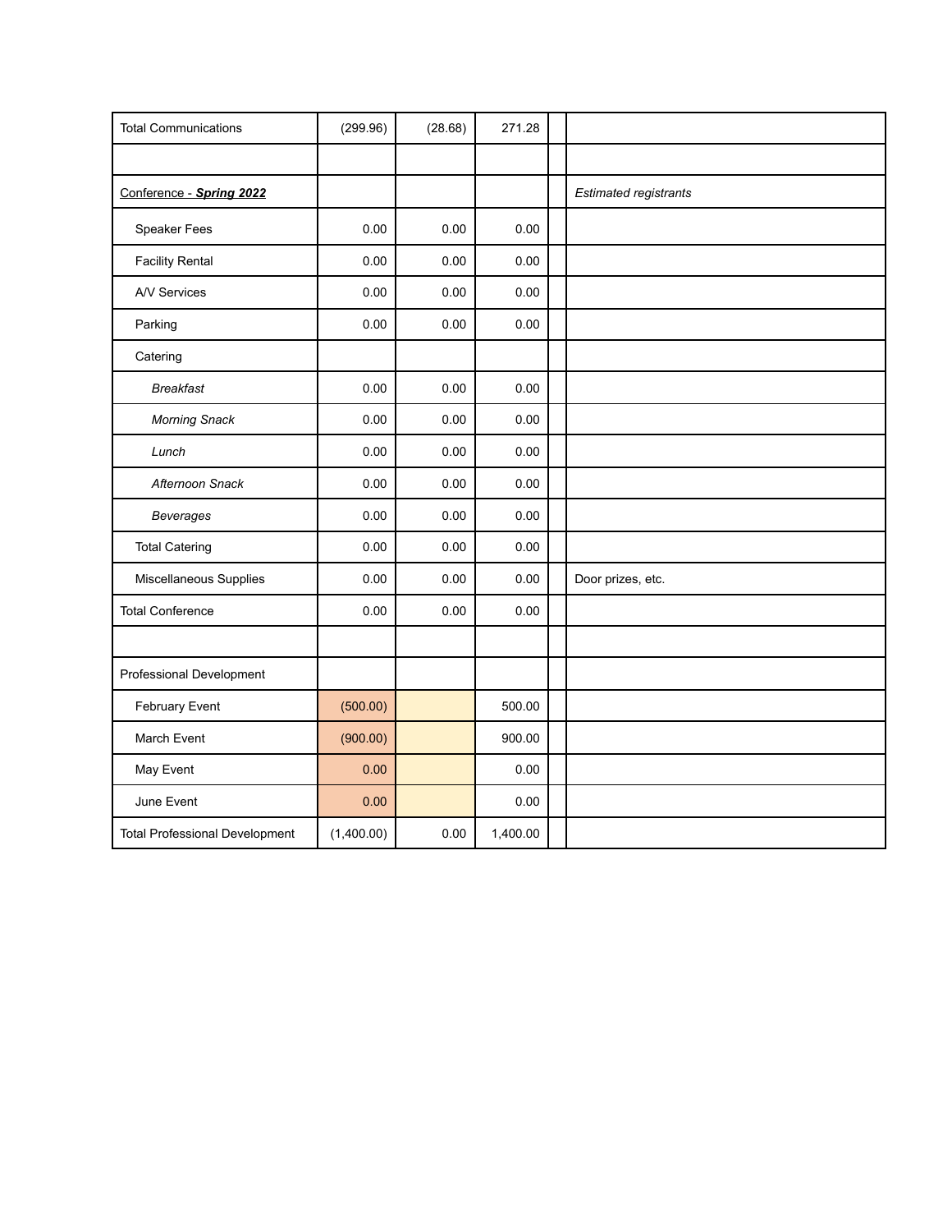| | | | | | |
|---|---|---|---|---|---|
| Total Communications | (299.96) | (28.68) | 271.28 | | |
| | | | | | |
| <u>Conference - ***Spring 2022***</u> | | | | | *Estimated registrants* |
| Speaker Fees | 0.00 | 0.00 | 0.00 | | |
| Facility Rental | 0.00 | 0.00 | 0.00 | | |
| A/V Services | 0.00 | 0.00 | 0.00 | | |
| Parking | 0.00 | 0.00 | 0.00 | | |
| Catering | | | | | |
| *Breakfast* | 0.00 | 0.00 | 0.00 | | |
| *Morning Snack* | 0.00 | 0.00 | 0.00 | | |
| *Lunch* | 0.00 | 0.00 | 0.00 | | |
| *Afternoon Snack* | 0.00 | 0.00 | 0.00 | | |
| *Beverages* | 0.00 | 0.00 | 0.00 | | |
| Total Catering | 0.00 | 0.00 | 0.00 | | |
| Miscellaneous Supplies | 0.00 | 0.00 | 0.00 | | Door prizes, etc. |
| Total Conference | 0.00 | 0.00 | 0.00 | | |
| | | | | | |
| Professional Development | | | | | |
| February Event | (500.00) | | 500.00 | | |
| March Event | (900.00) | | 900.00 | | |
| May Event | 0.00 | | 0.00 | | |
| June Event | 0.00 | | 0.00 | | |
| Total Professional Development | (1,400.00) | 0.00 | 1,400.00 | | |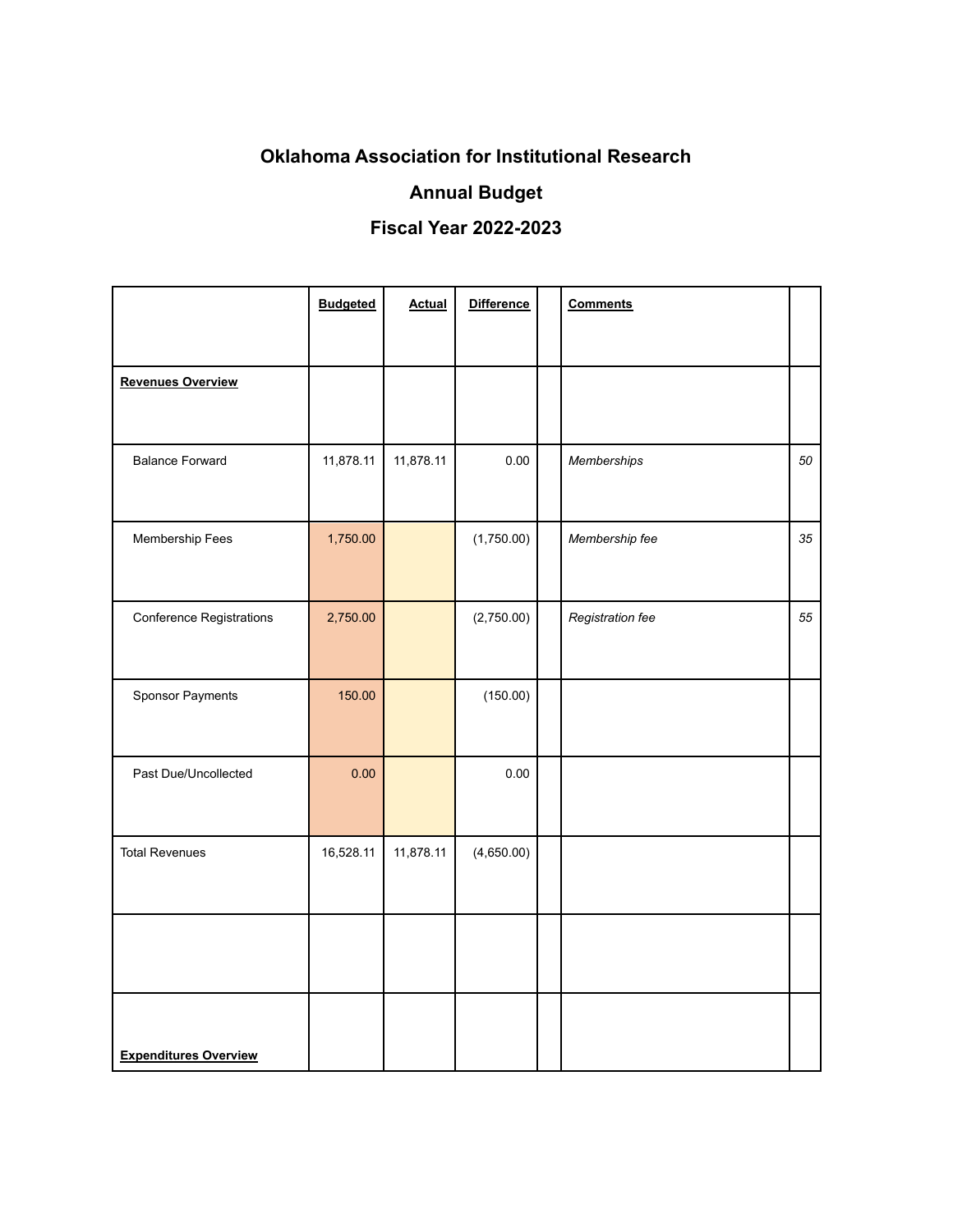# Oklahoma Association for Institutional Research

## Annual Budget

## Fiscal Year 2022-2023

| | **Budgeted** | **Actual** | **Difference** | | **Comments** | |
|---|---|---|---|---|---|---|
| **Revenues Overview** | | | | | | |
| Balance Forward | 11,878.11 | 11,878.11 | 0.00 | | *Memberships* | *50* |
| Membership Fees | 1,750.00 | | (1,750.00) | | *Membership fee* | *35* |
| Conference Registrations | 2,750.00 | | (2,750.00) | | *Registration fee* | *55* |
| Sponsor Payments | 150.00 | | (150.00) | | | |
| Past Due/Uncollected | 0.00 | | 0.00 | | | |
| Total Revenues | 16,528.11 | 11,878.11 | (4,650.00) | | | |
| | | | | | | |
| **Expenditures Overview** | | | | | | |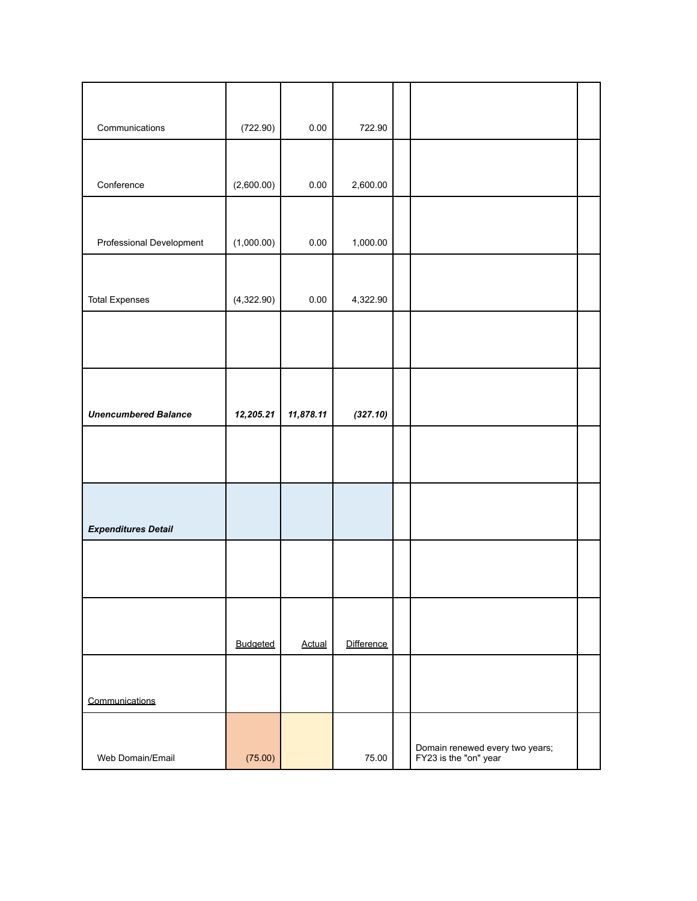| | | | | | | |
|---|---|---|---|---|---|---|
| Communications | (722.90) | 0.00 | 722.90 | | | |
| Conference | (2,600.00) | 0.00 | 2,600.00 | | | |
| Professional Development | (1,000.00) | 0.00 | 1,000.00 | | | |
| Total Expenses | (4,322.90) | 0.00 | 4,322.90 | | | |
| | | | | | | |
| ***Unencumbered Balance*** | ***12,205.21*** | ***11,878.11*** | ***(327.10)*** | | | |
| | | | | | | |
| ***Expenditures Detail*** | | | | | | |
| | | | | | | |
| | Budgeted | Actual | Difference | | | |
| Communications | | | | | | |
| Web Domain/Email | (75.00) | | 75.00 | | Domain renewed every two years; FY23 is the "on" year | |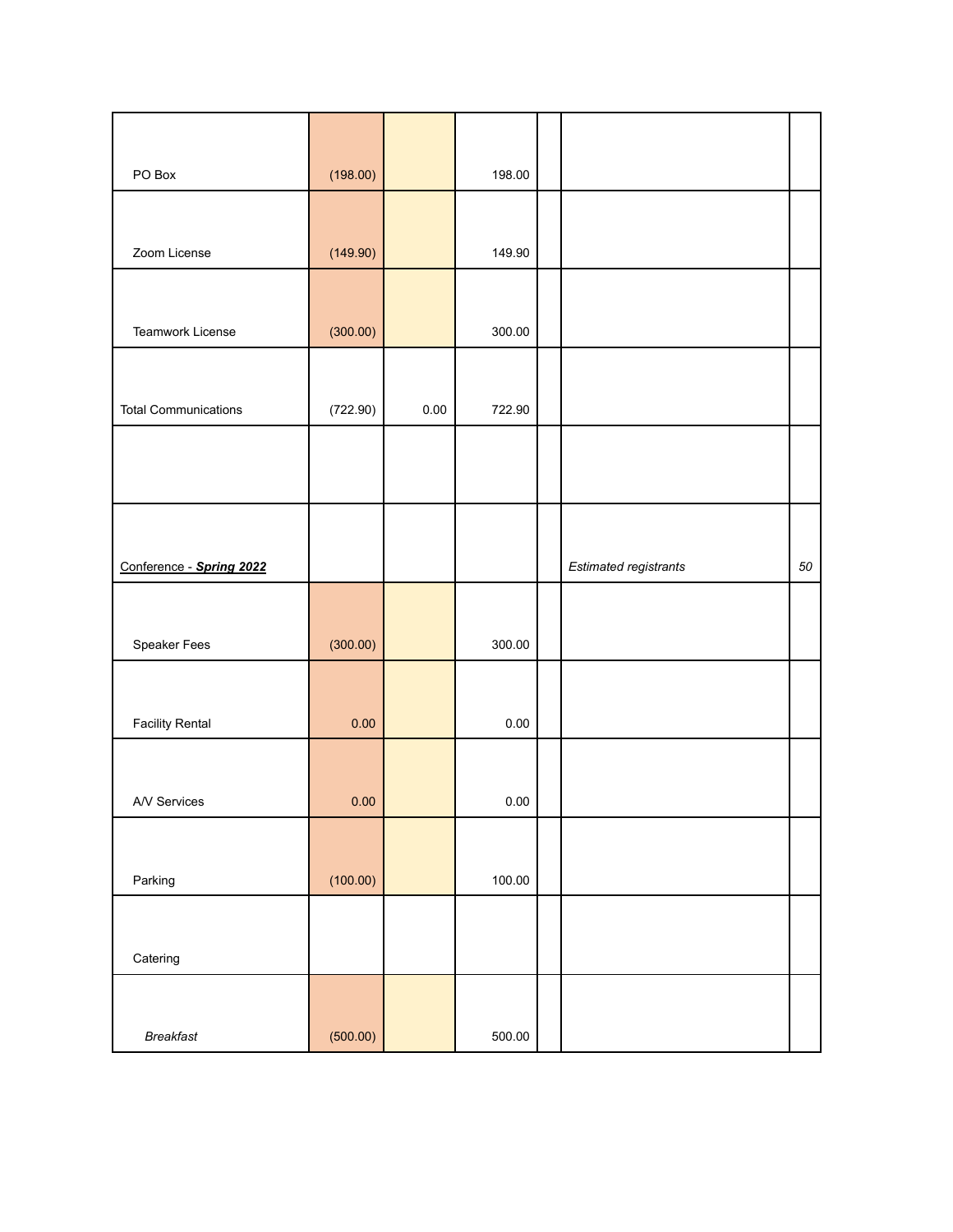| | | | | | | |
|---|---|---|---|---|---|---|
| PO Box | (198.00) | | 198.00 | | | |
| Zoom License | (149.90) | | 149.90 | | | |
| Teamwork License | (300.00) | | 300.00 | | | |
| Total Communications | (722.90) | 0.00 | 722.90 | | | |
| | | | | | | |
| Conference - ***Spring 2022*** | | | | | *Estimated registrants* | *50* |
| Speaker Fees | (300.00) | | 300.00 | | | |
| Facility Rental | 0.00 | | 0.00 | | | |
| A/V Services | 0.00 | | 0.00 | | | |
| Parking | (100.00) | | 100.00 | | | |
| Catering | | | | | | |
| *Breakfast* | (500.00) | | 500.00 | | | |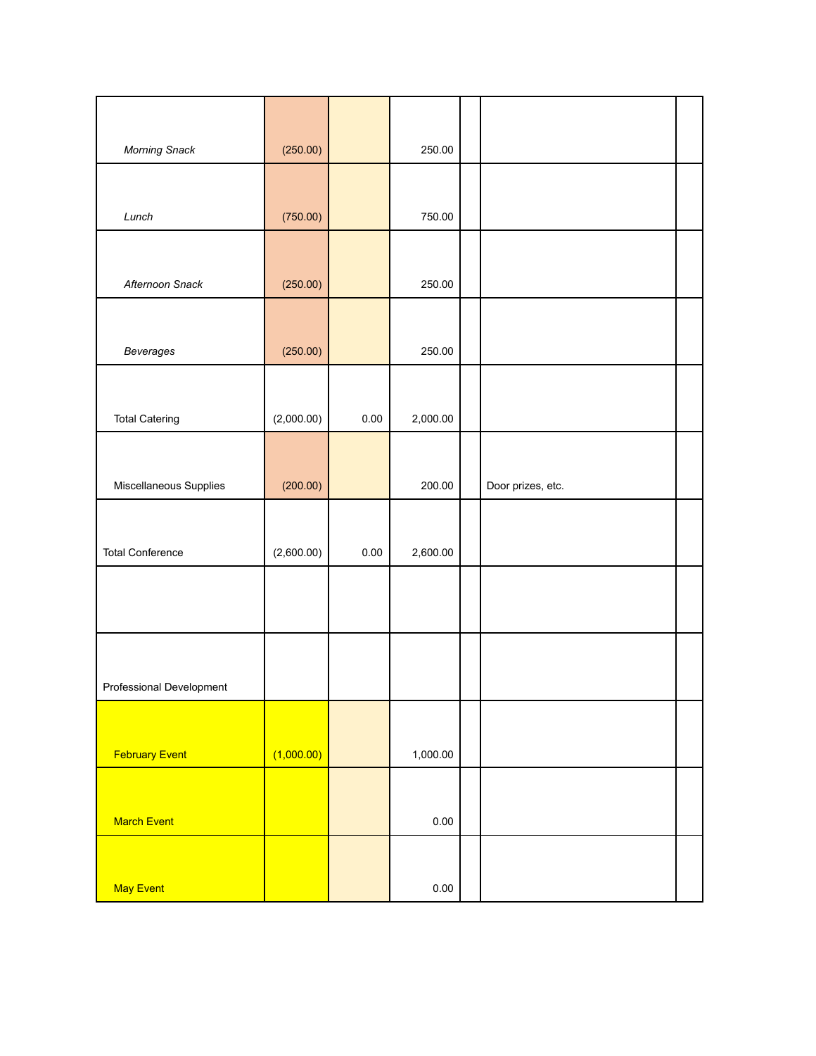| | | | | | | |
|---|---|---|---|---|---|---|
| *Morning Snack* | (250.00) | | 250.00 | | | |
| *Lunch* | (750.00) | | 750.00 | | | |
| *Afternoon Snack* | (250.00) | | 250.00 | | | |
| *Beverages* | (250.00) | | 250.00 | | | |
| Total Catering | (2,000.00) | 0.00 | 2,000.00 | | | |
| Miscellaneous Supplies | (200.00) | | 200.00 | | Door prizes, etc. | |
| Total Conference | (2,600.00) | 0.00 | 2,600.00 | | | |
| | | | | | | |
| Professional Development | | | | | | |
| February Event | (1,000.00) | | 1,000.00 | | | |
| March Event | | | 0.00 | | | |
| May Event | | | 0.00 | | | |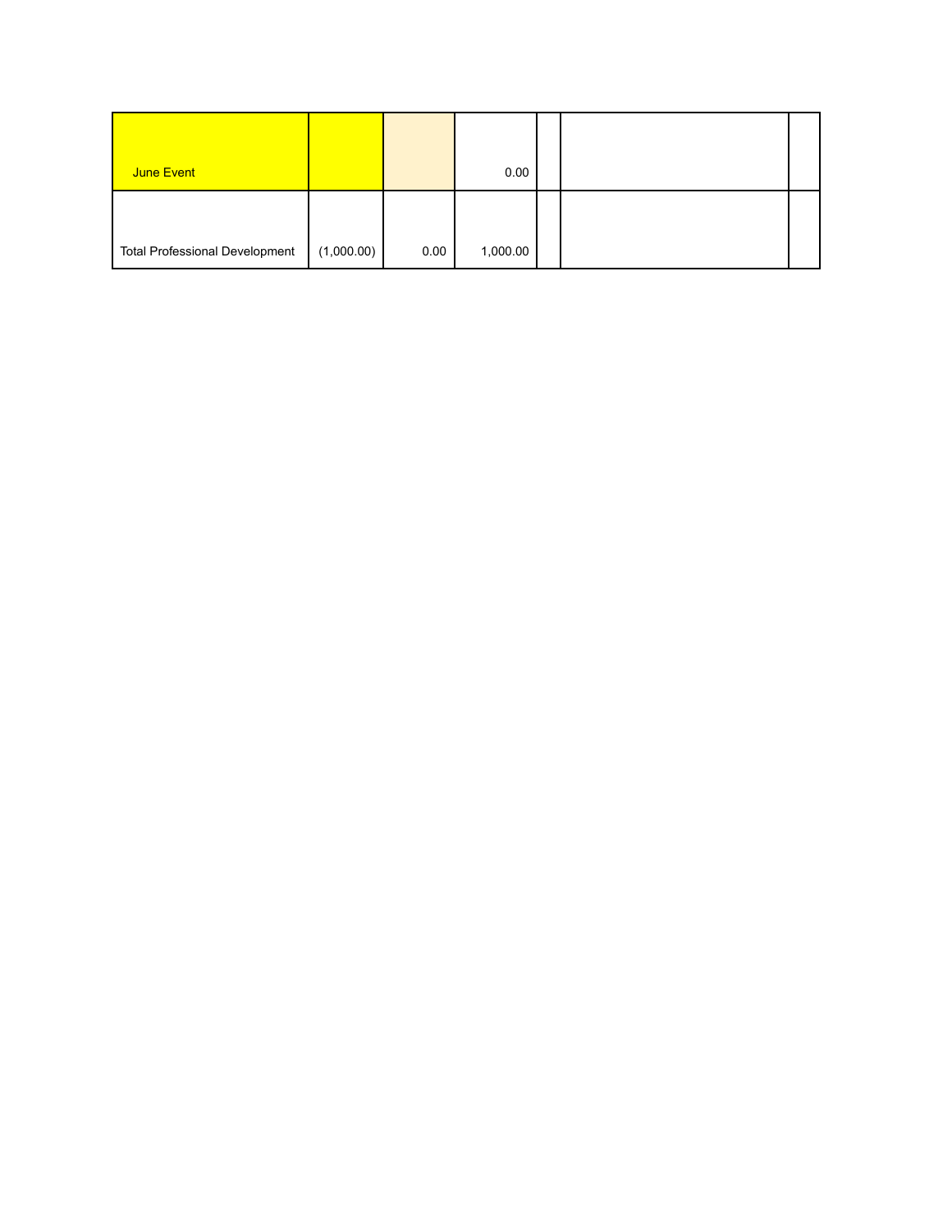| | | | | | | |
|---|---|---|---|---|---|---|
| June Event | | | 0.00 | | | |
| Total Professional Development | (1,000.00) | 0.00 | 1,000.00 | | | |